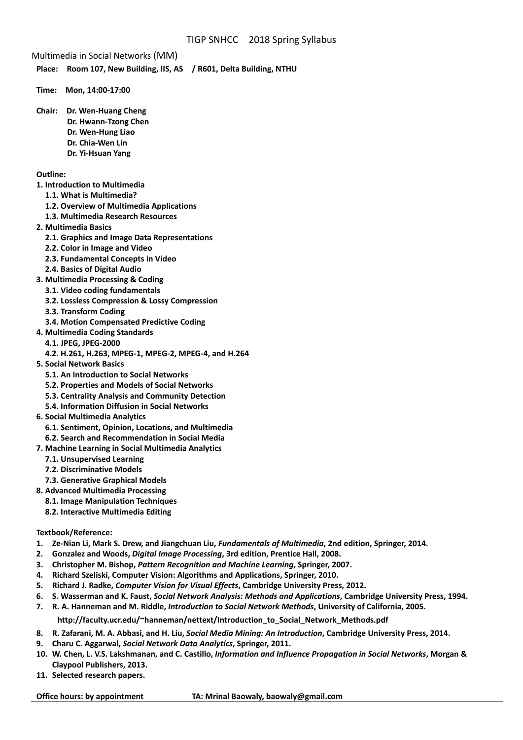# TIGP SNHCC 2018 Spring Syllabus

## Multimedia in Social Networks (MM)

**Place: Room 107, New Building, IIS, AS / R601, Delta Building, NTHU**

**Time: Mon, 14:00-17:00**

**Chair: Dr. Wen-Huang Cheng**
**Dr. Hwann-Tzong Chen**
**Dr. Wen-Hung Liao**
**Dr. Chia-Wen Lin**
**Dr. Yi-Hsuan Yang**

**Outline:**

**1. Introduction to Multimedia**
- **1.1. What is Multimedia?**
- **1.2. Overview of Multimedia Applications**
- **1.3. Multimedia Research Resources**

**2. Multimedia Basics**
- **2.1. Graphics and Image Data Representations**
- **2.2. Color in Image and Video**
- **2.3. Fundamental Concepts in Video**
- **2.4. Basics of Digital Audio**

**3. Multimedia Processing & Coding**
- **3.1. Video coding fundamentals**
- **3.2. Lossless Compression & Lossy Compression**
- **3.3. Transform Coding**
- **3.4. Motion Compensated Predictive Coding**

**4. Multimedia Coding Standards**
- **4.1. JPEG, JPEG-2000**
- **4.2. H.261, H.263, MPEG-1, MPEG-2, MPEG-4, and H.264**

**5. Social Network Basics**
- **5.1. An Introduction to Social Networks**
- **5.2. Properties and Models of Social Networks**
- **5.3. Centrality Analysis and Community Detection**
- **5.4. Information Diffusion in Social Networks**

**6. Social Multimedia Analytics**
- **6.1. Sentiment, Opinion, Locations, and Multimedia**
- **6.2. Search and Recommendation in Social Media**

**7. Machine Learning in Social Multimedia Analytics**
- **7.1. Unsupervised Learning**
- **7.2. Discriminative Models**
- **7.3. Generative Graphical Models**

**8. Advanced Multimedia Processing**
- **8.1. Image Manipulation Techniques**
- **8.2. Interactive Multimedia Editing**

**Textbook/Reference:**

1. **Ze-Nian Li, Mark S. Drew, and Jiangchuan Liu, *Fundamentals of Multimedia*, 2nd edition, Springer, 2014.**
2. **Gonzalez and Woods, *Digital Image Processing*, 3rd edition, Prentice Hall, 2008.**
3. **Christopher M. Bishop, *Pattern Recognition and Machine Learning*, Springer, 2007.**
4. **Richard Szeliski, Computer Vision: Algorithms and Applications, Springer, 2010.**
5. **Richard J. Radke, *Computer Vision for Visual Effects*, Cambridge University Press, 2012.**
6. **S. Wasserman and K. Faust, *Social Network Analysis: Methods and Applications*, Cambridge University Press, 1994.**
7. **R. A. Hanneman and M. Riddle, *Introduction to Social Network Methods*, University of California, 2005.**
   **http://faculty.ucr.edu/~hanneman/nettext/Introduction_to_Social_Network_Methods.pdf**
8. **R. Zafarani, M. A. Abbasi, and H. Liu, *Social Media Mining: An Introduction*, Cambridge University Press, 2014.**
9. **Charu C. Aggarwal, *Social Network Data Analytics*, Springer, 2011.**
10. **W. Chen, L. V.S. Lakshmanan, and C. Castillo, *Information and Influence Propagation in Social Networks*, Morgan & Claypool Publishers, 2013.**
11. **Selected research papers.**

**Office hours: by appointment** **TA: Mrinal Baowaly, baowaly@gmail.com**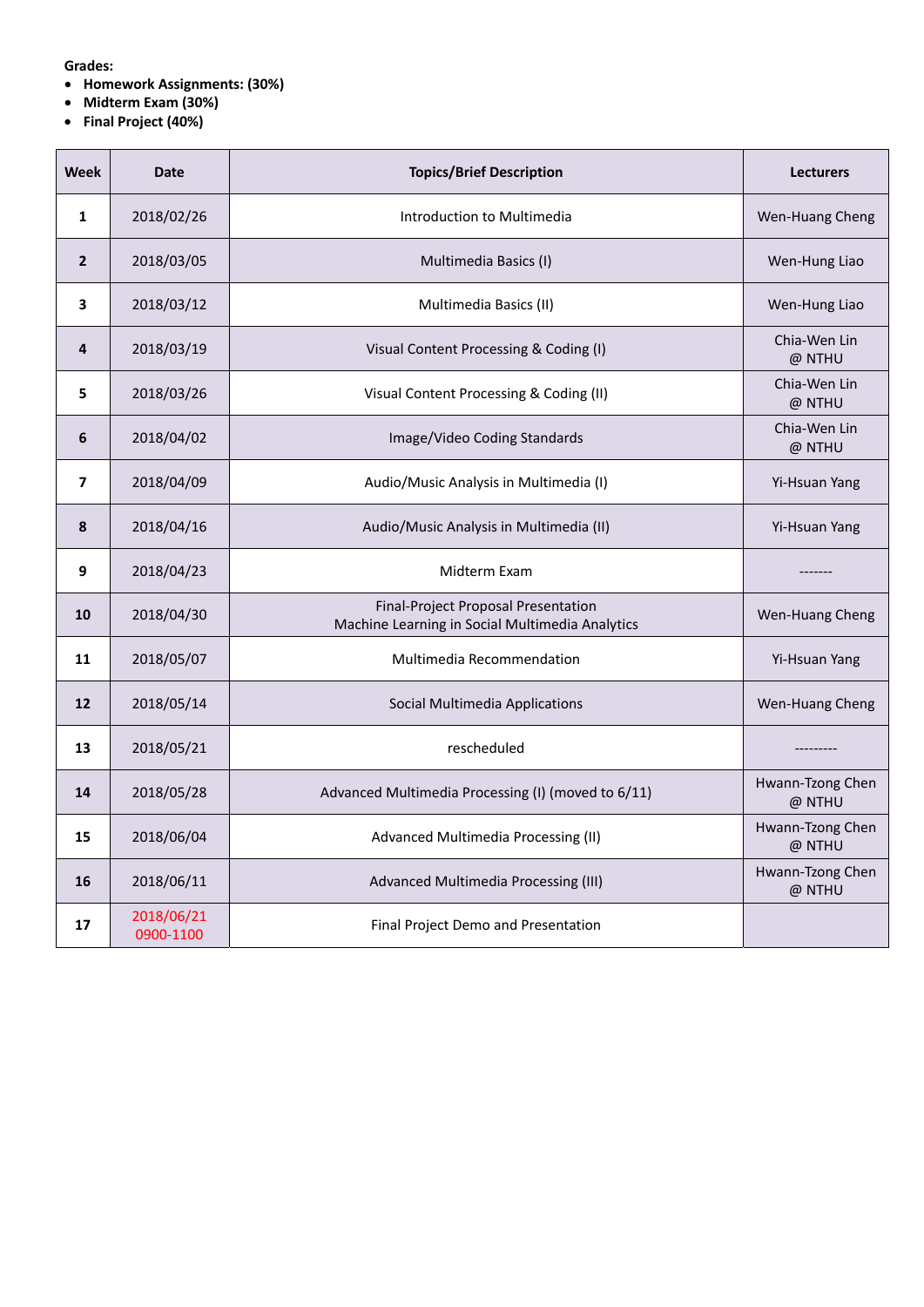**Grades:**

- **Homework Assignments: (30%)**
- **Midterm Exam (30%)**
- **Final Project (40%)**

| Week | Date | Topics/Brief Description | Lecturers |
|---|---|---|---|
| **1** | 2018/02/26 | Introduction to Multimedia | Wen-Huang Cheng |
| **2** | 2018/03/05 | Multimedia Basics (I) | Wen-Hung Liao |
| **3** | 2018/03/12 | Multimedia Basics (II) | Wen-Hung Liao |
| **4** | 2018/03/19 | Visual Content Processing & Coding (I) | Chia-Wen Lin @ NTHU |
| **5** | 2018/03/26 | Visual Content Processing & Coding (II) | Chia-Wen Lin @ NTHU |
| **6** | 2018/04/02 | Image/Video Coding Standards | Chia-Wen Lin @ NTHU |
| **7** | 2018/04/09 | Audio/Music Analysis in Multimedia (I) | Yi-Hsuan Yang |
| **8** | 2018/04/16 | Audio/Music Analysis in Multimedia (II) | Yi-Hsuan Yang |
| **9** | 2018/04/23 | Midterm Exam | ------- |
| **10** | 2018/04/30 | Final-Project Proposal Presentation<br>Machine Learning in Social Multimedia Analytics | Wen-Huang Cheng |
| **11** | 2018/05/07 | Multimedia Recommendation | Yi-Hsuan Yang |
| **12** | 2018/05/14 | Social Multimedia Applications | Wen-Huang Cheng |
| **13** | 2018/05/21 | rescheduled | --------- |
| **14** | 2018/05/28 | Advanced Multimedia Processing (I) (moved to 6/11) | Hwann-Tzong Chen @ NTHU |
| **15** | 2018/06/04 | Advanced Multimedia Processing (II) | Hwann-Tzong Chen @ NTHU |
| **16** | 2018/06/11 | Advanced Multimedia Processing (III) | Hwann-Tzong Chen @ NTHU |
| **17** | 2018/06/21<br>0900-1100 | Final Project Demo and Presentation | |